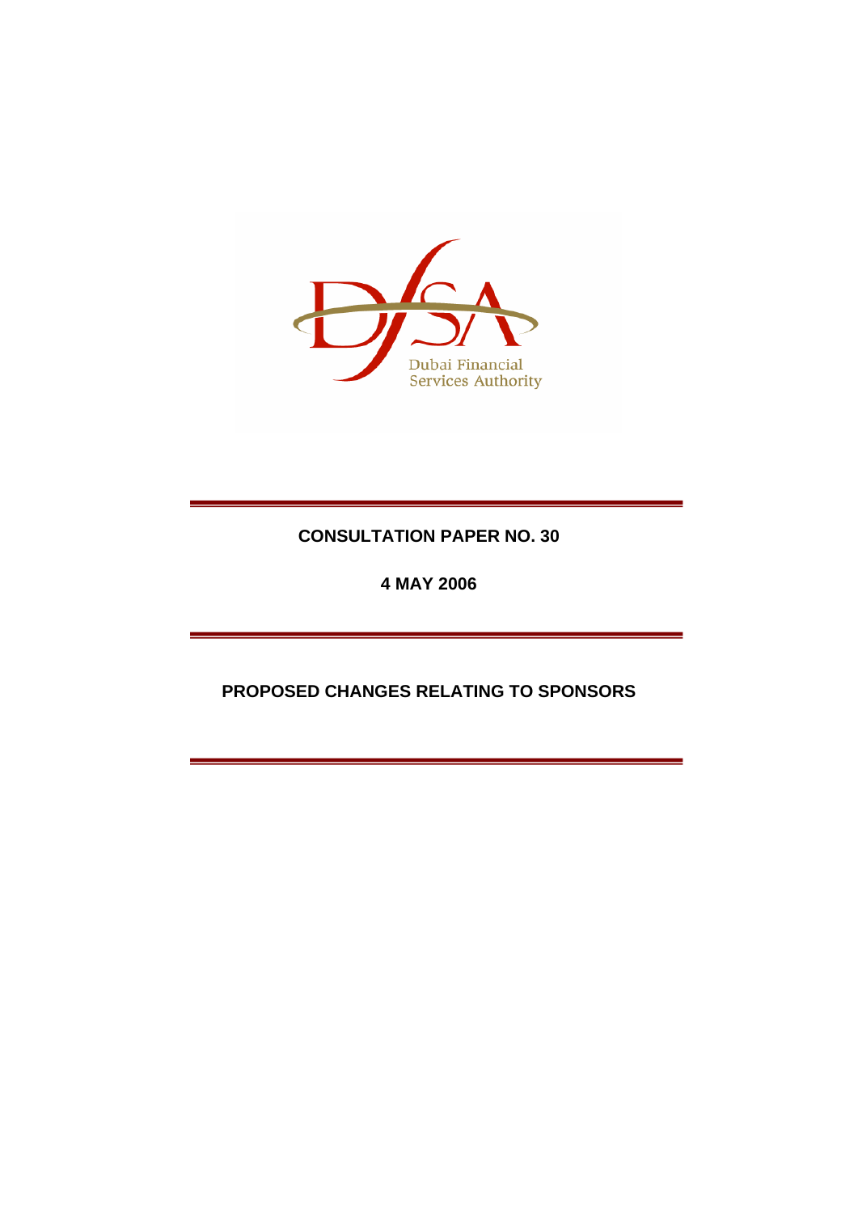Dubai Financial Services Authority

# CONSULTATION PAPER NO. 30

**4 MAY 2006**

## PROPOSED CHANGES RELATING TO SPONSORS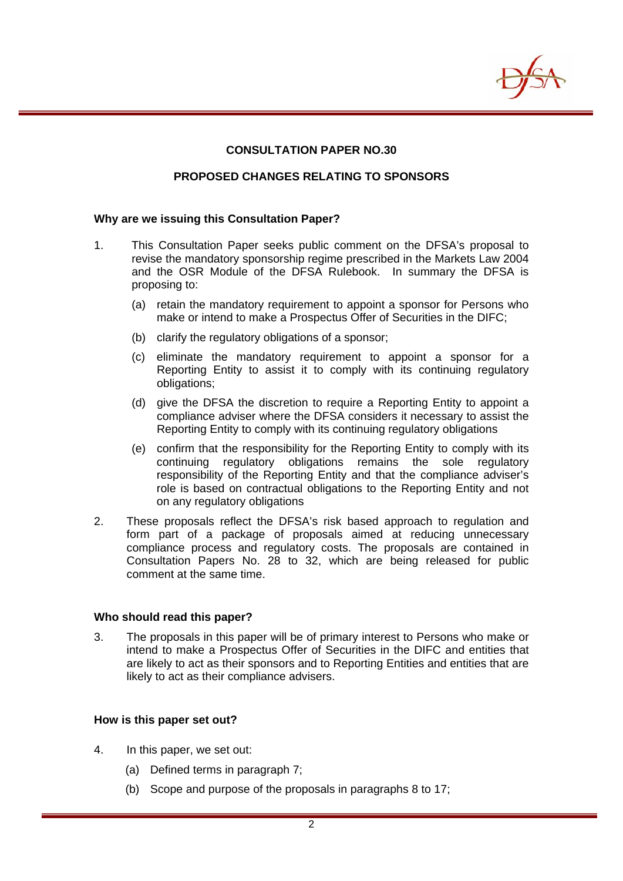**CONSULTATION PAPER NO.30**

**PROPOSED CHANGES RELATING TO SPONSORS**

### Why are we issuing this Consultation Paper?

1. This Consultation Paper seeks public comment on the DFSA's proposal to revise the mandatory sponsorship regime prescribed in the Markets Law 2004 and the OSR Module of the DFSA Rulebook. In summary the DFSA is proposing to:

   (a) retain the mandatory requirement to appoint a sponsor for Persons who make or intend to make a Prospectus Offer of Securities in the DIFC;

   (b) clarify the regulatory obligations of a sponsor;

   (c) eliminate the mandatory requirement to appoint a sponsor for a Reporting Entity to assist it to comply with its continuing regulatory obligations;

   (d) give the DFSA the discretion to require a Reporting Entity to appoint a compliance adviser where the DFSA considers it necessary to assist the Reporting Entity to comply with its continuing regulatory obligations

   (e) confirm that the responsibility for the Reporting Entity to comply with its continuing regulatory obligations remains the sole regulatory responsibility of the Reporting Entity and that the compliance adviser's role is based on contractual obligations to the Reporting Entity and not on any regulatory obligations

2. These proposals reflect the DFSA's risk based approach to regulation and form part of a package of proposals aimed at reducing unnecessary compliance process and regulatory costs. The proposals are contained in Consultation Papers No. 28 to 32, which are being released for public comment at the same time.

### Who should read this paper?

3. The proposals in this paper will be of primary interest to Persons who make or intend to make a Prospectus Offer of Securities in the DIFC and entities that are likely to act as their sponsors and to Reporting Entities and entities that are likely to act as their compliance advisers.

### How is this paper set out?

4. In this paper, we set out:

   (a) Defined terms in paragraph 7;

   (b) Scope and purpose of the proposals in paragraphs 8 to 17;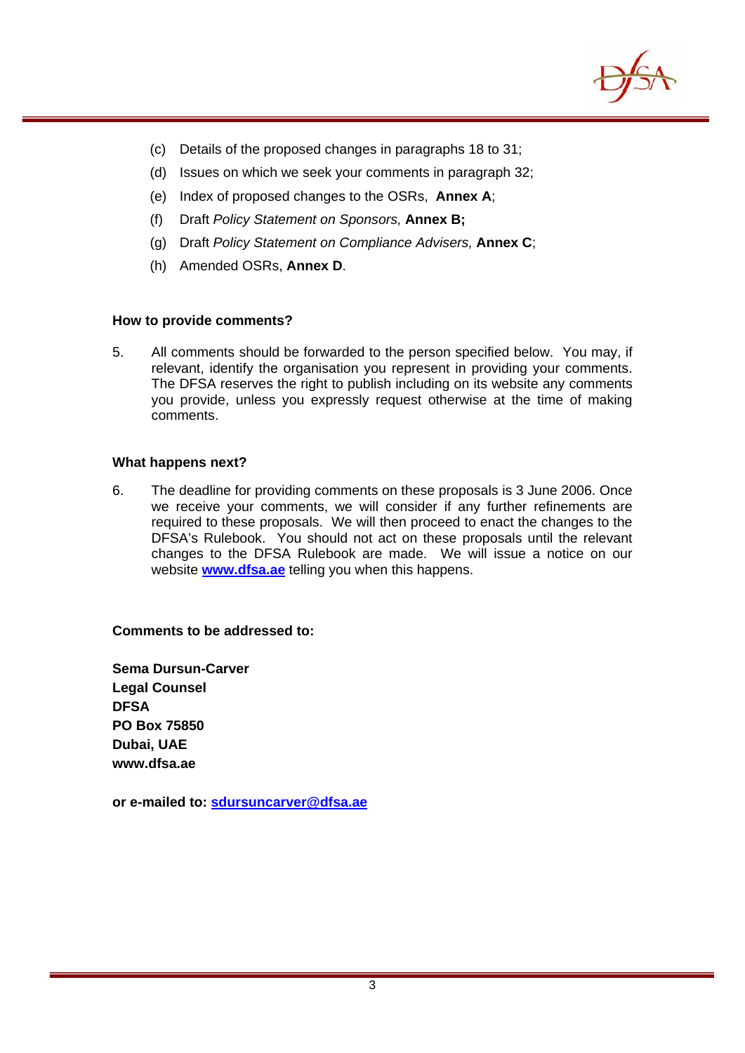(c) Details of the proposed changes in paragraphs 18 to 31;

(d) Issues on which we seek your comments in paragraph 32;

(e) Index of proposed changes to the OSRs, **Annex A**;

(f) Draft *Policy Statement on Sponsors,* **Annex B;**

(g) Draft *Policy Statement on Compliance Advisers,* **Annex C**;

(h) Amended OSRs, **Annex D**.

**How to provide comments?**

5. All comments should be forwarded to the person specified below. You may, if relevant, identify the organisation you represent in providing your comments. The DFSA reserves the right to publish including on its website any comments you provide, unless you expressly request otherwise at the time of making comments.

**What happens next?**

6. The deadline for providing comments on these proposals is 3 June 2006. Once we receive your comments, we will consider if any further refinements are required to these proposals. We will then proceed to enact the changes to the DFSA's Rulebook. You should not act on these proposals until the relevant changes to the DFSA Rulebook are made. We will issue a notice on our website **www.dfsa.ae** telling you when this happens.

**Comments to be addressed to:**

**Sema Dursun-Carver**
**Legal Counsel**
**DFSA**
**PO Box 75850**
**Dubai, UAE**
**www.dfsa.ae**

**or e-mailed to: sdursuncarver@dfsa.ae**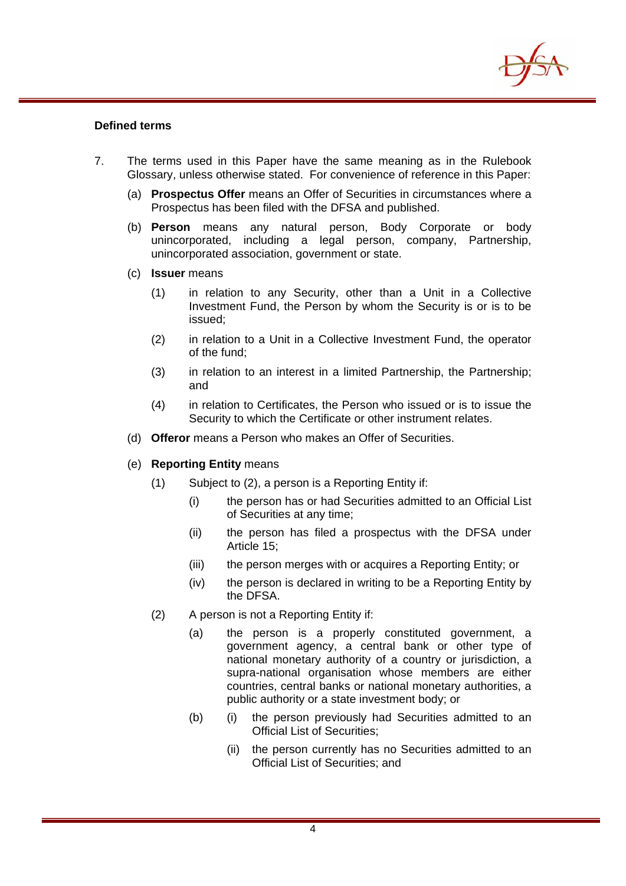### Defined terms

7. The terms used in this Paper have the same meaning as in the Rulebook Glossary, unless otherwise stated. For convenience of reference in this Paper:

   (a) **Prospectus Offer** means an Offer of Securities in circumstances where a Prospectus has been filed with the DFSA and published.

   (b) **Person** means any natural person, Body Corporate or body unincorporated, including a legal person, company, Partnership, unincorporated association, government or state.

   (c) **Issuer** means

   - (1) in relation to any Security, other than a Unit in a Collective Investment Fund, the Person by whom the Security is or is to be issued;
   - (2) in relation to a Unit in a Collective Investment Fund, the operator of the fund;
   - (3) in relation to an interest in a limited Partnership, the Partnership; and
   - (4) in relation to Certificates, the Person who issued or is to issue the Security to which the Certificate or other instrument relates.

   (d) **Offeror** means a Person who makes an Offer of Securities.

   (e) **Reporting Entity** means

   - (1) Subject to (2), a person is a Reporting Entity if:
     - (i) the person has or had Securities admitted to an Official List of Securities at any time;
     - (ii) the person has filed a prospectus with the DFSA under Article 15;
     - (iii) the person merges with or acquires a Reporting Entity; or
     - (iv) the person is declared in writing to be a Reporting Entity by the DFSA.
   - (2) A person is not a Reporting Entity if:
     - (a) the person is a properly constituted government, a government agency, a central bank or other type of national monetary authority of a country or jurisdiction, a supra-national organisation whose members are either countries, central banks or national monetary authorities, a public authority or a state investment body; or
     - (b)
       - (i) the person previously had Securities admitted to an Official List of Securities;
       - (ii) the person currently has no Securities admitted to an Official List of Securities; and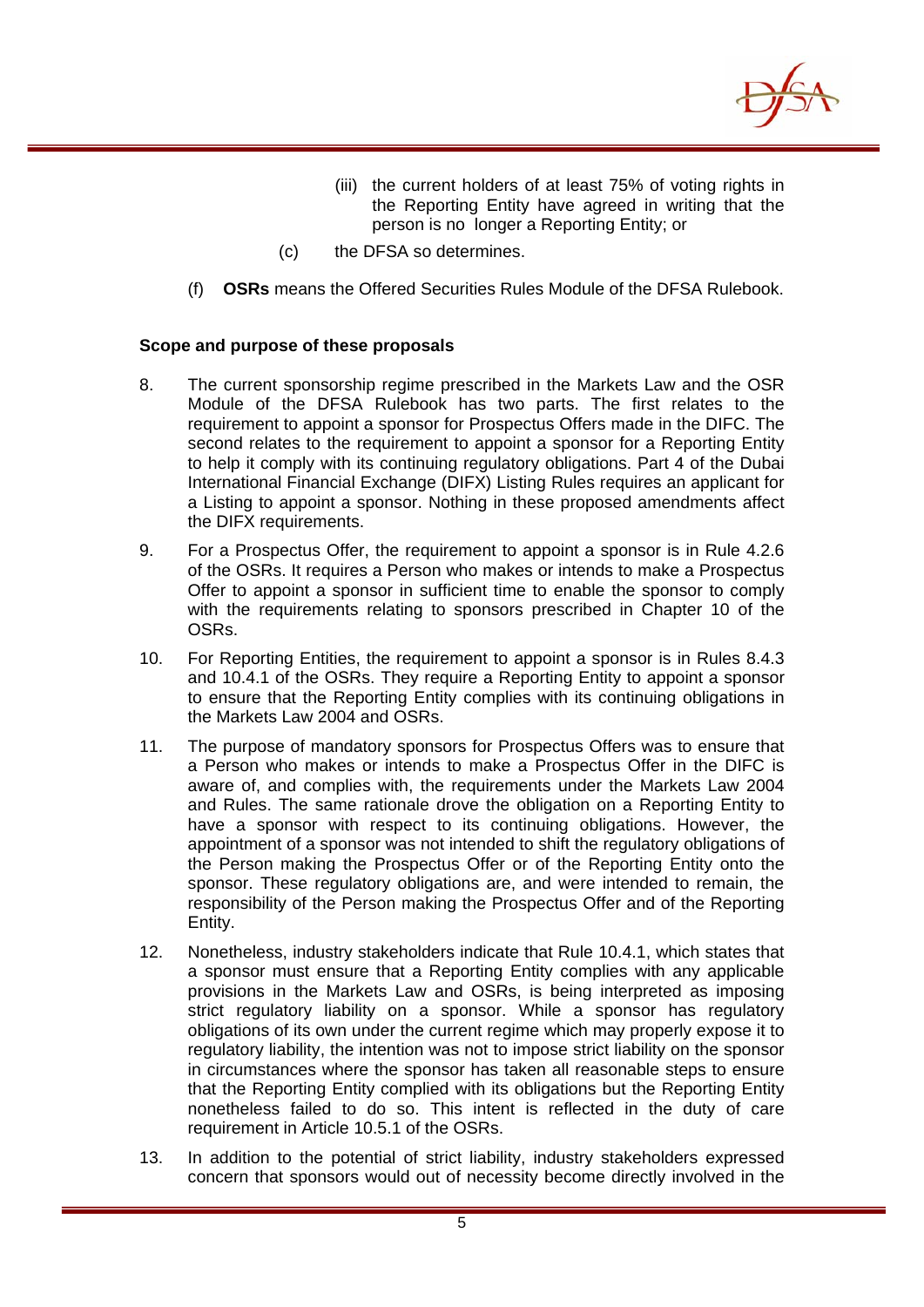(iii) the current holders of at least 75% of voting rights in the Reporting Entity have agreed in writing that the person is no longer a Reporting Entity; or

(c) the DFSA so determines.

(f) **OSRs** means the Offered Securities Rules Module of the DFSA Rulebook.

**Scope and purpose of these proposals**

8. The current sponsorship regime prescribed in the Markets Law and the OSR Module of the DFSA Rulebook has two parts. The first relates to the requirement to appoint a sponsor for Prospectus Offers made in the DIFC. The second relates to the requirement to appoint a sponsor for a Reporting Entity to help it comply with its continuing regulatory obligations. Part 4 of the Dubai International Financial Exchange (DIFX) Listing Rules requires an applicant for a Listing to appoint a sponsor. Nothing in these proposed amendments affect the DIFX requirements.

9. For a Prospectus Offer, the requirement to appoint a sponsor is in Rule 4.2.6 of the OSRs. It requires a Person who makes or intends to make a Prospectus Offer to appoint a sponsor in sufficient time to enable the sponsor to comply with the requirements relating to sponsors prescribed in Chapter 10 of the OSRs.

10. For Reporting Entities, the requirement to appoint a sponsor is in Rules 8.4.3 and 10.4.1 of the OSRs. They require a Reporting Entity to appoint a sponsor to ensure that the Reporting Entity complies with its continuing obligations in the Markets Law 2004 and OSRs.

11. The purpose of mandatory sponsors for Prospectus Offers was to ensure that a Person who makes or intends to make a Prospectus Offer in the DIFC is aware of, and complies with, the requirements under the Markets Law 2004 and Rules. The same rationale drove the obligation on a Reporting Entity to have a sponsor with respect to its continuing obligations. However, the appointment of a sponsor was not intended to shift the regulatory obligations of the Person making the Prospectus Offer or of the Reporting Entity onto the sponsor. These regulatory obligations are, and were intended to remain, the responsibility of the Person making the Prospectus Offer and of the Reporting Entity.

12. Nonetheless, industry stakeholders indicate that Rule 10.4.1, which states that a sponsor must ensure that a Reporting Entity complies with any applicable provisions in the Markets Law and OSRs, is being interpreted as imposing strict regulatory liability on a sponsor. While a sponsor has regulatory obligations of its own under the current regime which may properly expose it to regulatory liability, the intention was not to impose strict liability on the sponsor in circumstances where the sponsor has taken all reasonable steps to ensure that the Reporting Entity complied with its obligations but the Reporting Entity nonetheless failed to do so. This intent is reflected in the duty of care requirement in Article 10.5.1 of the OSRs.

13. In addition to the potential of strict liability, industry stakeholders expressed concern that sponsors would out of necessity become directly involved in the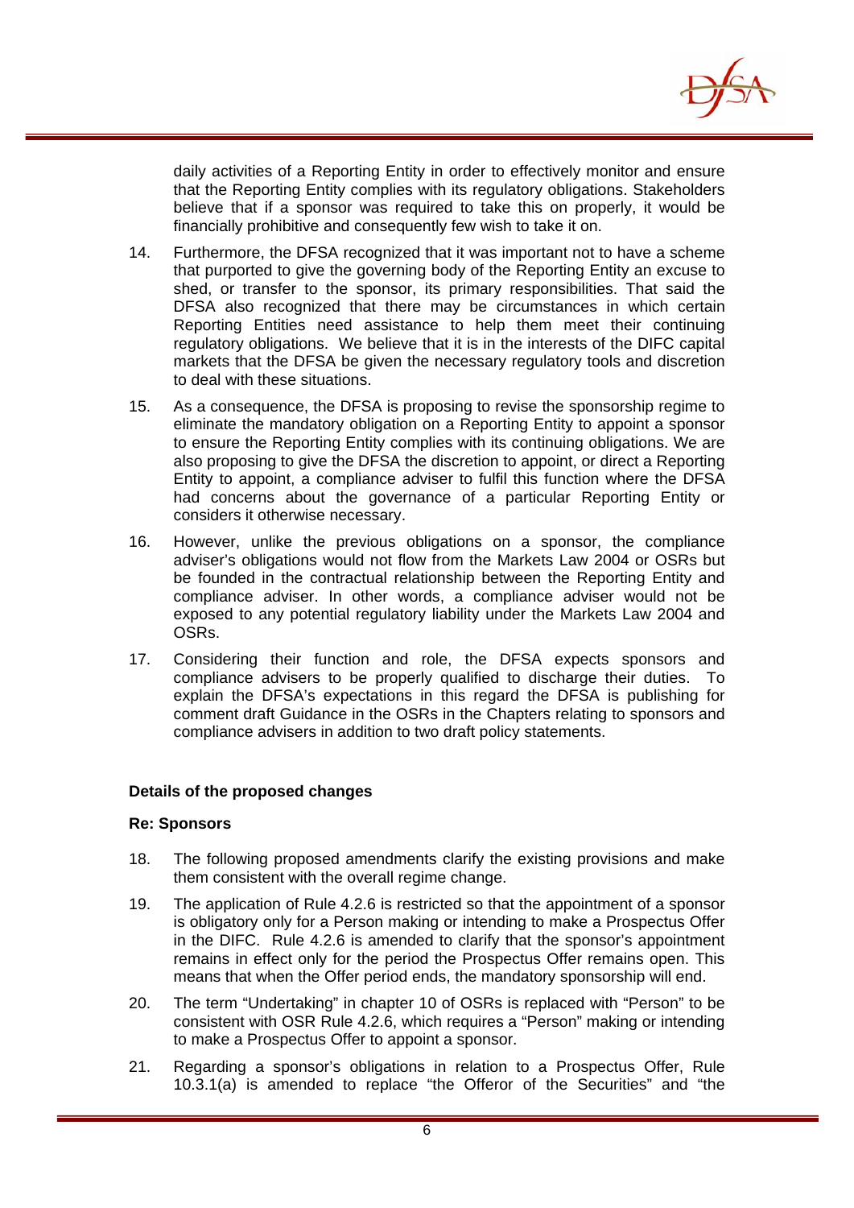daily activities of a Reporting Entity in order to effectively monitor and ensure that the Reporting Entity complies with its regulatory obligations. Stakeholders believe that if a sponsor was required to take this on properly, it would be financially prohibitive and consequently few wish to take it on.

14. Furthermore, the DFSA recognized that it was important not to have a scheme that purported to give the governing body of the Reporting Entity an excuse to shed, or transfer to the sponsor, its primary responsibilities. That said the DFSA also recognized that there may be circumstances in which certain Reporting Entities need assistance to help them meet their continuing regulatory obligations. We believe that it is in the interests of the DIFC capital markets that the DFSA be given the necessary regulatory tools and discretion to deal with these situations.

15. As a consequence, the DFSA is proposing to revise the sponsorship regime to eliminate the mandatory obligation on a Reporting Entity to appoint a sponsor to ensure the Reporting Entity complies with its continuing obligations. We are also proposing to give the DFSA the discretion to appoint, or direct a Reporting Entity to appoint, a compliance adviser to fulfil this function where the DFSA had concerns about the governance of a particular Reporting Entity or considers it otherwise necessary.

16. However, unlike the previous obligations on a sponsor, the compliance adviser's obligations would not flow from the Markets Law 2004 or OSRs but be founded in the contractual relationship between the Reporting Entity and compliance adviser. In other words, a compliance adviser would not be exposed to any potential regulatory liability under the Markets Law 2004 and OSRs.

17. Considering their function and role, the DFSA expects sponsors and compliance advisers to be properly qualified to discharge their duties. To explain the DFSA's expectations in this regard the DFSA is publishing for comment draft Guidance in the OSRs in the Chapters relating to sponsors and compliance advisers in addition to two draft policy statements.

**Details of the proposed changes**

**Re: Sponsors**

18. The following proposed amendments clarify the existing provisions and make them consistent with the overall regime change.

19. The application of Rule 4.2.6 is restricted so that the appointment of a sponsor is obligatory only for a Person making or intending to make a Prospectus Offer in the DIFC. Rule 4.2.6 is amended to clarify that the sponsor's appointment remains in effect only for the period the Prospectus Offer remains open. This means that when the Offer period ends, the mandatory sponsorship will end.

20. The term "Undertaking" in chapter 10 of OSRs is replaced with "Person" to be consistent with OSR Rule 4.2.6, which requires a "Person" making or intending to make a Prospectus Offer to appoint a sponsor.

21. Regarding a sponsor's obligations in relation to a Prospectus Offer, Rule 10.3.1(a) is amended to replace "the Offeror of the Securities" and "the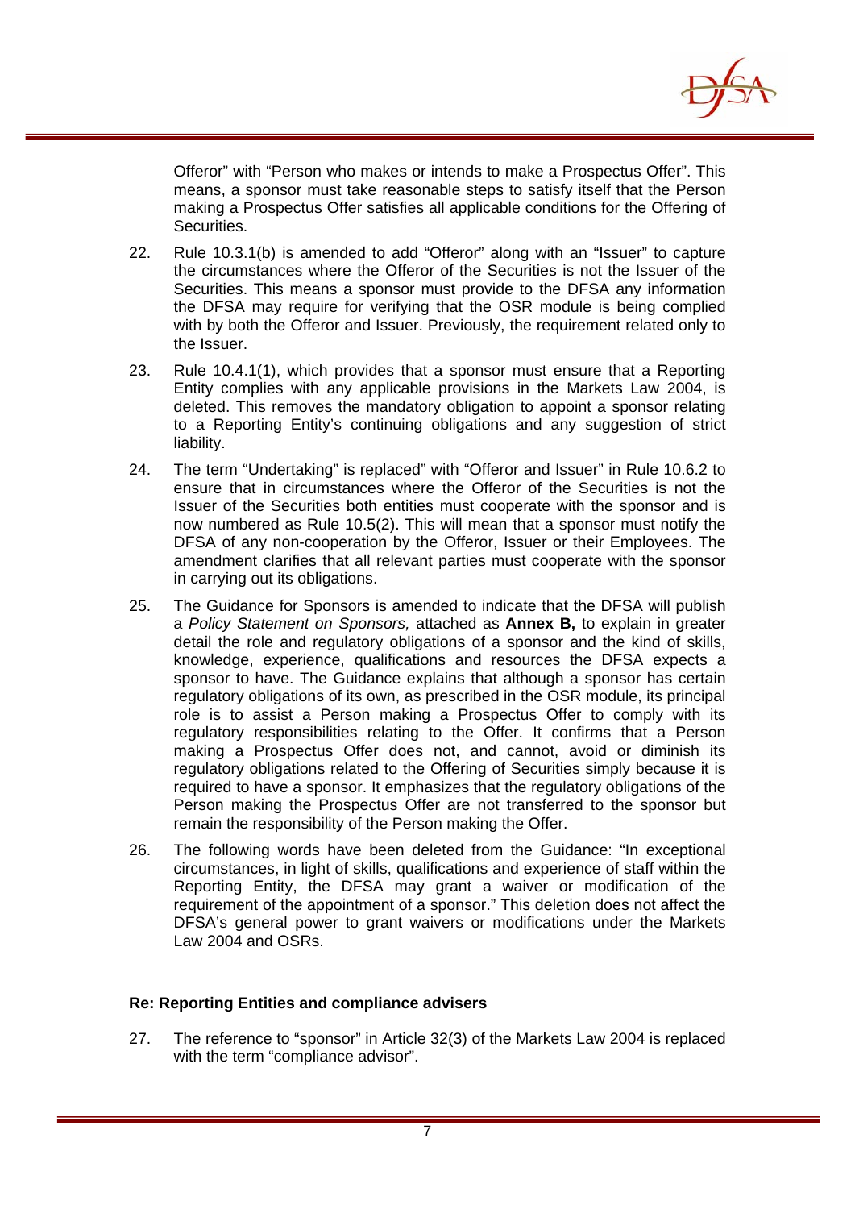Offeror" with "Person who makes or intends to make a Prospectus Offer". This means, a sponsor must take reasonable steps to satisfy itself that the Person making a Prospectus Offer satisfies all applicable conditions for the Offering of Securities.

22. Rule 10.3.1(b) is amended to add "Offeror" along with an "Issuer" to capture the circumstances where the Offeror of the Securities is not the Issuer of the Securities. This means a sponsor must provide to the DFSA any information the DFSA may require for verifying that the OSR module is being complied with by both the Offeror and Issuer. Previously, the requirement related only to the Issuer.

23. Rule 10.4.1(1), which provides that a sponsor must ensure that a Reporting Entity complies with any applicable provisions in the Markets Law 2004, is deleted. This removes the mandatory obligation to appoint a sponsor relating to a Reporting Entity's continuing obligations and any suggestion of strict liability.

24. The term "Undertaking" is replaced" with "Offeror and Issuer" in Rule 10.6.2 to ensure that in circumstances where the Offeror of the Securities is not the Issuer of the Securities both entities must cooperate with the sponsor and is now numbered as Rule 10.5(2). This will mean that a sponsor must notify the DFSA of any non-cooperation by the Offeror, Issuer or their Employees. The amendment clarifies that all relevant parties must cooperate with the sponsor in carrying out its obligations.

25. The Guidance for Sponsors is amended to indicate that the DFSA will publish a *Policy Statement on Sponsors,* attached as **Annex B,** to explain in greater detail the role and regulatory obligations of a sponsor and the kind of skills, knowledge, experience, qualifications and resources the DFSA expects a sponsor to have. The Guidance explains that although a sponsor has certain regulatory obligations of its own, as prescribed in the OSR module, its principal role is to assist a Person making a Prospectus Offer to comply with its regulatory responsibilities relating to the Offer. It confirms that a Person making a Prospectus Offer does not, and cannot, avoid or diminish its regulatory obligations related to the Offering of Securities simply because it is required to have a sponsor. It emphasizes that the regulatory obligations of the Person making the Prospectus Offer are not transferred to the sponsor but remain the responsibility of the Person making the Offer.

26. The following words have been deleted from the Guidance: "In exceptional circumstances, in light of skills, qualifications and experience of staff within the Reporting Entity, the DFSA may grant a waiver or modification of the requirement of the appointment of a sponsor." This deletion does not affect the DFSA's general power to grant waivers or modifications under the Markets Law 2004 and OSRs.

**Re: Reporting Entities and compliance advisers**

27. The reference to "sponsor" in Article 32(3) of the Markets Law 2004 is replaced with the term "compliance advisor".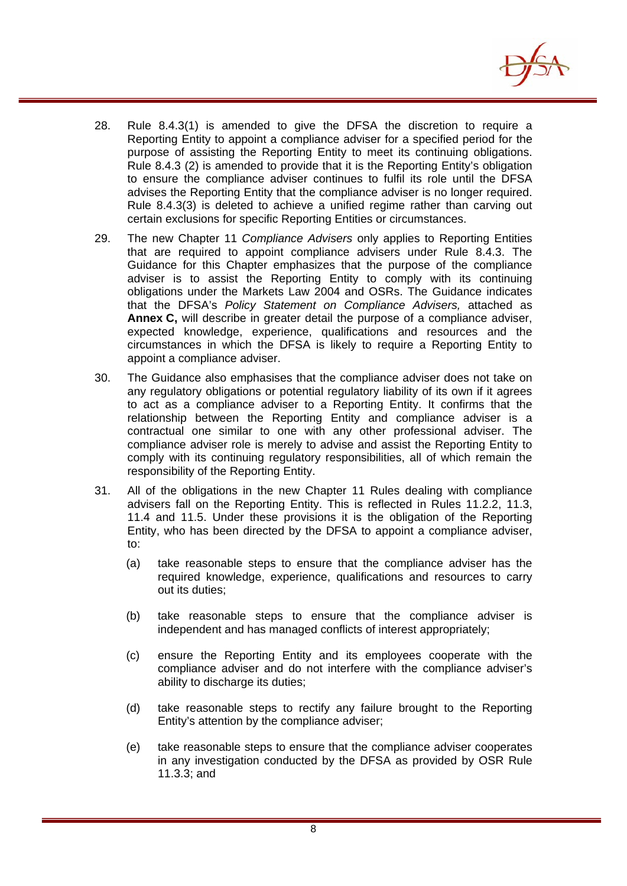28. Rule 8.4.3(1) is amended to give the DFSA the discretion to require a Reporting Entity to appoint a compliance adviser for a specified period for the purpose of assisting the Reporting Entity to meet its continuing obligations. Rule 8.4.3 (2) is amended to provide that it is the Reporting Entity's obligation to ensure the compliance adviser continues to fulfil its role until the DFSA advises the Reporting Entity that the compliance adviser is no longer required. Rule 8.4.3(3) is deleted to achieve a unified regime rather than carving out certain exclusions for specific Reporting Entities or circumstances.

29. The new Chapter 11 *Compliance Advisers* only applies to Reporting Entities that are required to appoint compliance advisers under Rule 8.4.3. The Guidance for this Chapter emphasizes that the purpose of the compliance adviser is to assist the Reporting Entity to comply with its continuing obligations under the Markets Law 2004 and OSRs. The Guidance indicates that the DFSA's *Policy Statement on Compliance Advisers,* attached as **Annex C,** will describe in greater detail the purpose of a compliance adviser, expected knowledge, experience, qualifications and resources and the circumstances in which the DFSA is likely to require a Reporting Entity to appoint a compliance adviser.

30. The Guidance also emphasises that the compliance adviser does not take on any regulatory obligations or potential regulatory liability of its own if it agrees to act as a compliance adviser to a Reporting Entity. It confirms that the relationship between the Reporting Entity and compliance adviser is a contractual one similar to one with any other professional adviser. The compliance adviser role is merely to advise and assist the Reporting Entity to comply with its continuing regulatory responsibilities, all of which remain the responsibility of the Reporting Entity.

31. All of the obligations in the new Chapter 11 Rules dealing with compliance advisers fall on the Reporting Entity. This is reflected in Rules 11.2.2, 11.3, 11.4 and 11.5. Under these provisions it is the obligation of the Reporting Entity, who has been directed by the DFSA to appoint a compliance adviser, to:

    (a) take reasonable steps to ensure that the compliance adviser has the required knowledge, experience, qualifications and resources to carry out its duties;

    (b) take reasonable steps to ensure that the compliance adviser is independent and has managed conflicts of interest appropriately;

    (c) ensure the Reporting Entity and its employees cooperate with the compliance adviser and do not interfere with the compliance adviser's ability to discharge its duties;

    (d) take reasonable steps to rectify any failure brought to the Reporting Entity's attention by the compliance adviser;

    (e) take reasonable steps to ensure that the compliance adviser cooperates in any investigation conducted by the DFSA as provided by OSR Rule 11.3.3; and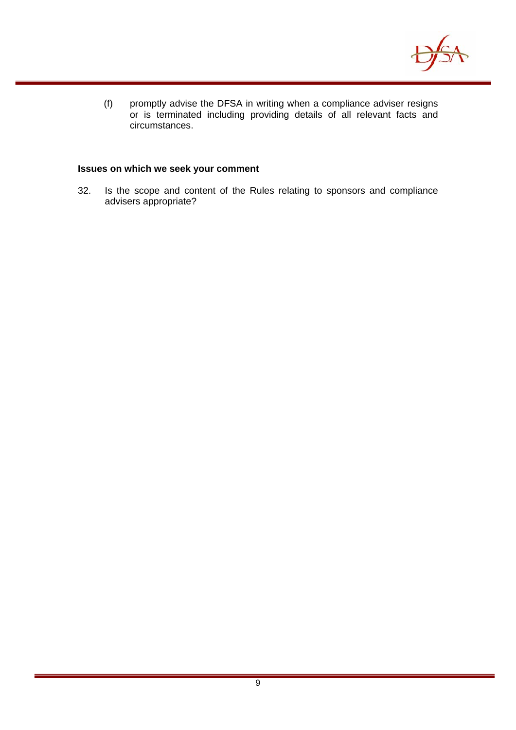(f) promptly advise the DFSA in writing when a compliance adviser resigns or is terminated including providing details of all relevant facts and circumstances.

**Issues on which we seek your comment**

32. Is the scope and content of the Rules relating to sponsors and compliance advisers appropriate?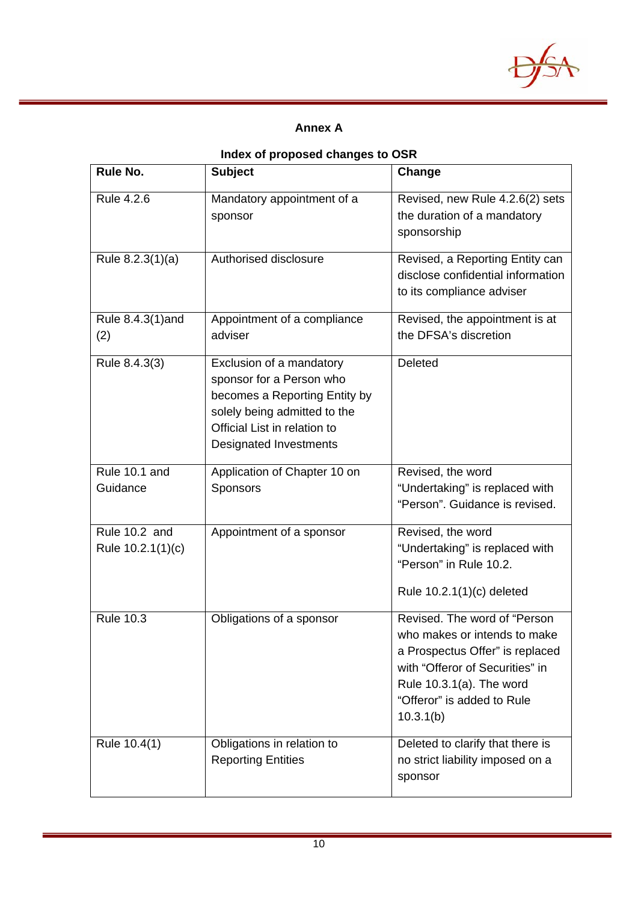## Annex A

### Index of proposed changes to OSR

| Rule No. | Subject | Change |
|---|---|---|
| Rule 4.2.6 | Mandatory appointment of a sponsor | Revised, new Rule 4.2.6(2) sets the duration of a mandatory sponsorship |
| Rule 8.2.3(1)(a) | Authorised disclosure | Revised, a Reporting Entity can disclose confidential information to its compliance adviser |
| Rule 8.4.3(1)and (2) | Appointment of a compliance adviser | Revised, the appointment is at the DFSA's discretion |
| Rule 8.4.3(3) | Exclusion of a mandatory sponsor for a Person who becomes a Reporting Entity by solely being admitted to the Official List in relation to Designated Investments | Deleted |
| Rule 10.1 and Guidance | Application of Chapter 10 on Sponsors | Revised, the word "Undertaking" is replaced with "Person". Guidance is revised. |
| Rule 10.2 and Rule 10.2.1(1)(c) | Appointment of a sponsor | Revised, the word "Undertaking" is replaced with "Person" in Rule 10.2.<br><br>Rule 10.2.1(1)(c) deleted |
| Rule 10.3 | Obligations of a sponsor | Revised. The word of "Person who makes or intends to make a Prospectus Offer" is replaced with "Offeror of Securities" in Rule 10.3.1(a). The word "Offeror" is added to Rule 10.3.1(b) |
| Rule 10.4(1) | Obligations in relation to Reporting Entities | Deleted to clarify that there is no strict liability imposed on a sponsor |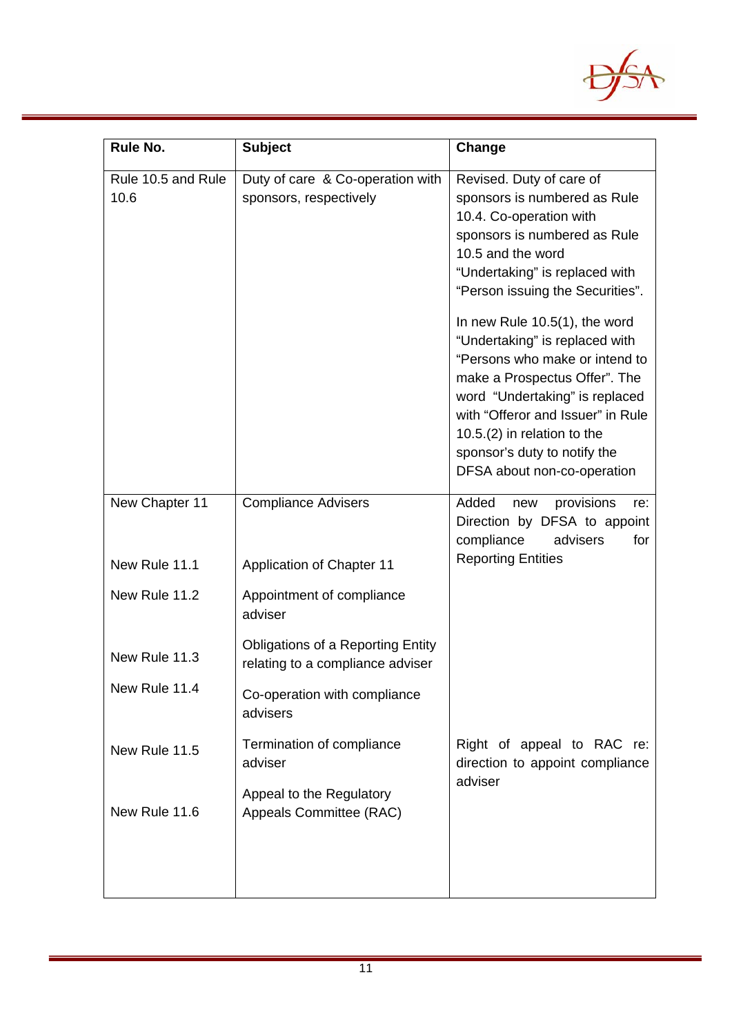| Rule No. | Subject | Change |
|---|---|---|
| Rule 10.5 and Rule 10.6 | Duty of care & Co-operation with sponsors, respectively | Revised. Duty of care of sponsors is numbered as Rule 10.4. Co-operation with sponsors is numbered as Rule 10.5 and the word "Undertaking" is replaced with "Person issuing the Securities".<br><br>In new Rule 10.5(1), the word "Undertaking" is replaced with "Persons who make or intend to make a Prospectus Offer". The word "Undertaking" is replaced with "Offeror and Issuer" in Rule 10.5.(2) in relation to the sponsor's duty to notify the DFSA about non-co-operation |
| New Chapter 11 | Compliance Advisers | Added new provisions re: Direction by DFSA to appoint compliance advisers for Reporting Entities |
| New Rule 11.1 | Application of Chapter 11 | |
| New Rule 11.2 | Appointment of compliance adviser | |
| New Rule 11.3 | Obligations of a Reporting Entity relating to a compliance adviser | |
| New Rule 11.4 | Co-operation with compliance advisers | |
| New Rule 11.5 | Termination of compliance adviser | Right of appeal to RAC re: direction to appoint compliance adviser |
| New Rule 11.6 | Appeal to the Regulatory Appeals Committee (RAC) | |